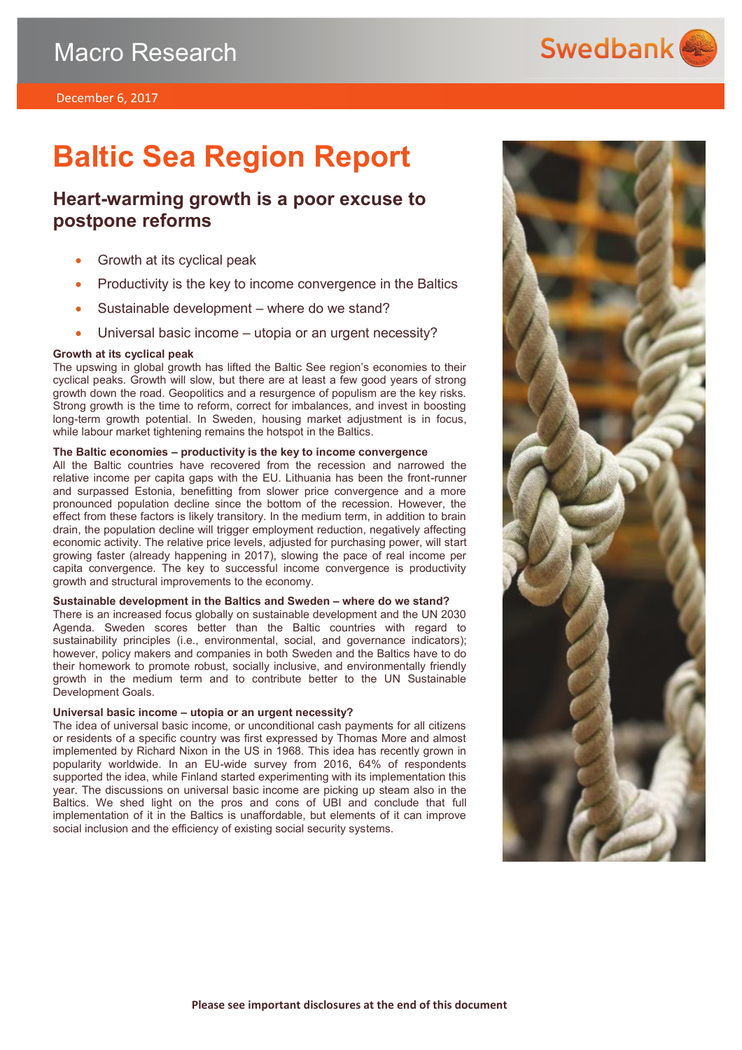Macro Research

December 6, 2017

# Baltic Sea Region Report

## Heart-warming growth is a poor excuse to postpone reforms

- Growth at its cyclical peak
- Productivity is the key to income convergence in the Baltics
- Sustainable development – where do we stand?
- Universal basic income – utopia or an urgent necessity?

**Growth at its cyclical peak**
The upswing in global growth has lifted the Baltic See region's economies to their cyclical peaks. Growth will slow, but there are at least a few good years of strong growth down the road. Geopolitics and a resurgence of populism are the key risks. Strong growth is the time to reform, correct for imbalances, and invest in boosting long-term growth potential. In Sweden, housing market adjustment is in focus, while labour market tightening remains the hotspot in the Baltics.

**The Baltic economies – productivity is the key to income convergence**
All the Baltic countries have recovered from the recession and narrowed the relative income per capita gaps with the EU. Lithuania has been the front-runner and surpassed Estonia, benefitting from slower price convergence and a more pronounced population decline since the bottom of the recession. However, the effect from these factors is likely transitory. In the medium term, in addition to brain drain, the population decline will trigger employment reduction, negatively affecting economic activity. The relative price levels, adjusted for purchasing power, will start growing faster (already happening in 2017), slowing the pace of real income per capita convergence. The key to successful income convergence is productivity growth and structural improvements to the economy.

**Sustainable development in the Baltics and Sweden – where do we stand?**
There is an increased focus globally on sustainable development and the UN 2030 Agenda. Sweden scores better than the Baltic countries with regard to sustainability principles (i.e., environmental, social, and governance indicators); however, policy makers and companies in both Sweden and the Baltics have to do their homework to promote robust, socially inclusive, and environmentally friendly growth in the medium term and to contribute better to the UN Sustainable Development Goals.

**Universal basic income – utopia or an urgent necessity?**
The idea of universal basic income, or unconditional cash payments for all citizens or residents of a specific country was first expressed by Thomas More and almost implemented by Richard Nixon in the US in 1968. This idea has recently grown in popularity worldwide. In an EU-wide survey from 2016, 64% of respondents supported the idea, while Finland started experimenting with its implementation this year. The discussions on universal basic income are picking up steam also in the Baltics. We shed light on the pros and cons of UBI and conclude that full implementation of it in the Baltics is unaffordable, but elements of it can improve social inclusion and the efficiency of existing social security systems.

**Please see important disclosures at the end of this document**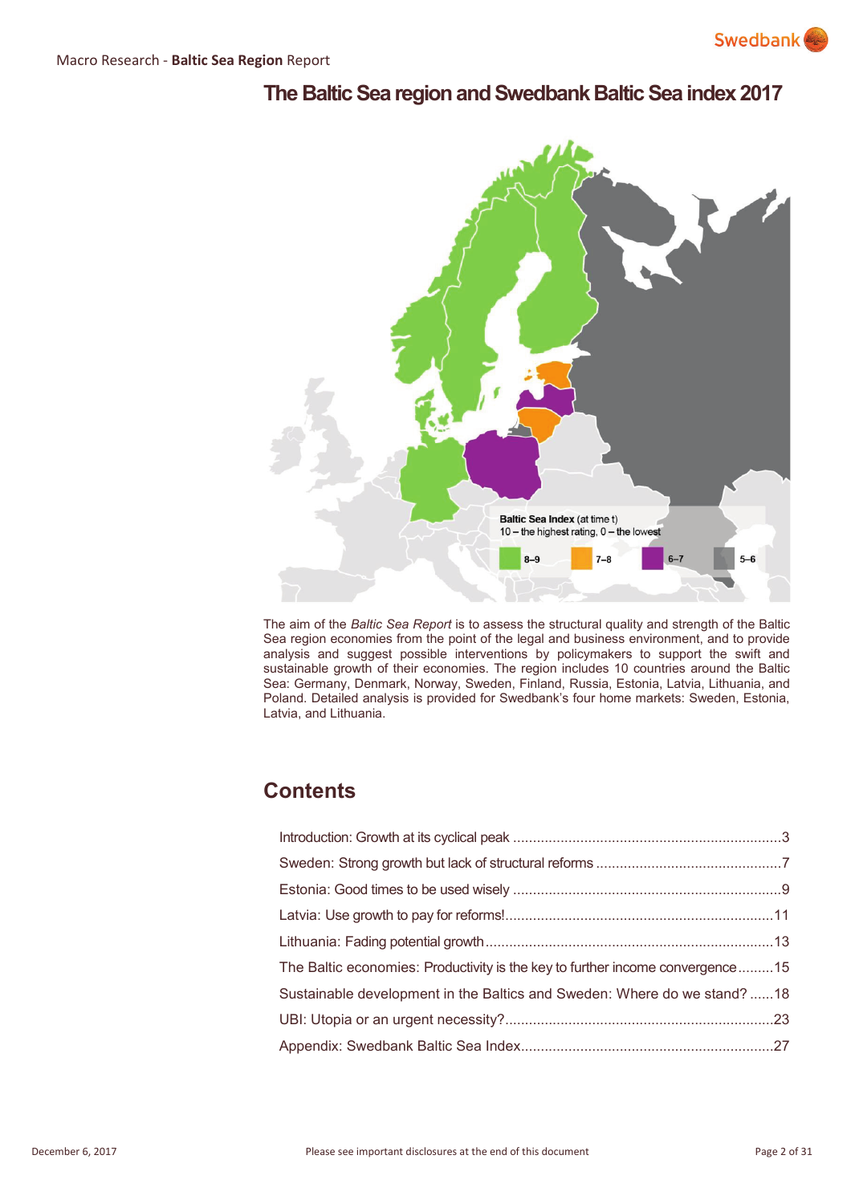# The Baltic Sea region and Swedbank Baltic Sea index 2017

Baltic Sea Index (at time t)
10 – the highest rating, 0 – the lowest

8–9 | 7–8 | 6–7 | 5–6

The aim of the *Baltic Sea Report* is to assess the structural quality and strength of the Baltic Sea region economies from the point of the legal and business environment, and to provide analysis and suggest possible interventions by policymakers to support the swift and sustainable growth of their economies. The region includes 10 countries around the Baltic Sea: Germany, Denmark, Norway, Sweden, Finland, Russia, Estonia, Latvia, Lithuania, and Poland. Detailed analysis is provided for Swedbank's four home markets: Sweden, Estonia, Latvia, and Lithuania.

## Contents

- Introduction: Growth at its cyclical peak ........ 3
- Sweden: Strong growth but lack of structural reforms ........ 7
- Estonia: Good times to be used wisely ........ 9
- Latvia: Use growth to pay for reforms! ........ 11
- Lithuania: Fading potential growth ........ 13
- The Baltic economies: Productivity is the key to further income convergence ........ 15
- Sustainable development in the Baltics and Sweden: Where do we stand? ........ 18
- UBI: Utopia or an urgent necessity? ........ 23
- Appendix: Swedbank Baltic Sea Index ........ 27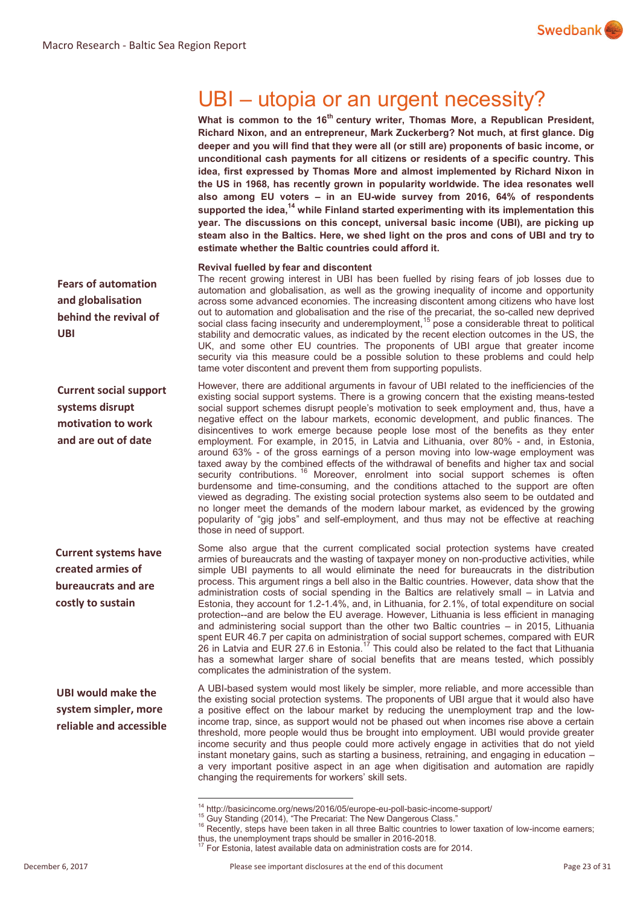# UBI – utopia or an urgent necessity?

**What is common to the 16th century writer, Thomas More, a Republican President, Richard Nixon, and an entrepreneur, Mark Zuckerberg? Not much, at first glance. Dig deeper and you will find that they were all (or still are) proponents of basic income, or unconditional cash payments for all citizens or residents of a specific country. This idea, first expressed by Thomas More and almost implemented by Richard Nixon in the US in 1968, has recently grown in popularity worldwide. The idea resonates well also among EU voters – in an EU-wide survey from 2016, 64% of respondents supported the idea,[14] while Finland started experimenting with its implementation this year. The discussions on this concept, universal basic income (UBI), are picking up steam also in the Baltics. Here, we shed light on the pros and cons of UBI and try to estimate whether the Baltic countries could afford it.**

**Revival fuelled by fear and discontent**

**Fears of automation and globalisation behind the revival of UBI**

The recent growing interest in UBI has been fuelled by rising fears of job losses due to automation and globalisation, as well as the growing inequality of income and opportunity across some advanced economies. The increasing discontent among citizens who have lost out to automation and globalisation and the rise of the precariat, the so-called new deprived social class facing insecurity and underemployment,[15] pose a considerable threat to political stability and democratic values, as indicated by the recent election outcomes in the US, the UK, and some other EU countries. The proponents of UBI argue that greater income security via this measure could be a possible solution to these problems and could help tame voter discontent and prevent them from supporting populists.

**Current social support systems disrupt motivation to work and are out of date**

However, there are additional arguments in favour of UBI related to the inefficiencies of the existing social support systems. There is a growing concern that the existing means-tested social support schemes disrupt people's motivation to seek employment and, thus, have a negative effect on the labour markets, economic development, and public finances. The disincentives to work emerge because people lose most of the benefits as they enter employment. For example, in 2015, in Latvia and Lithuania, over 80% - and, in Estonia, around 63% - of the gross earnings of a person moving into low-wage employment was taxed away by the combined effects of the withdrawal of benefits and higher tax and social security contributions.[16] Moreover, enrolment into social support schemes is often burdensome and time-consuming, and the conditions attached to the support are often viewed as degrading. The existing social protection systems also seem to be outdated and no longer meet the demands of the modern labour market, as evidenced by the growing popularity of "gig jobs" and self-employment, and thus may not be effective at reaching those in need of support.

**Current systems have created armies of bureaucrats and are costly to sustain**

Some also argue that the current complicated social protection systems have created armies of bureaucrats and the wasting of taxpayer money on non-productive activities, while simple UBI payments to all would eliminate the need for bureaucrats in the distribution process. This argument rings a bell also in the Baltic countries. However, data show that the administration costs of social spending in the Baltics are relatively small – in Latvia and Estonia, they account for 1.2-1.4%, and, in Lithuania, for 2.1%, of total expenditure on social protection--and are below the EU average. However, Lithuania is less efficient in managing and administering social support than the other two Baltic countries – in 2015, Lithuania spent EUR 46.7 per capita on administration of social support schemes, compared with EUR 26 in Latvia and EUR 27.6 in Estonia.[17] This could also be related to the fact that Lithuania has a somewhat larger share of social benefits that are means tested, which possibly complicates the administration of the system.

**UBI would make the system simpler, more reliable and accessible**

A UBI-based system would most likely be simpler, more reliable, and more accessible than the existing social protection systems. The proponents of UBI argue that it would also have a positive effect on the labour market by reducing the unemployment trap and the low-income trap, since, as support would not be phased out when incomes rise above a certain threshold, more people would thus be brought into employment. UBI would provide greater income security and thus people could more actively engage in activities that do not yield instant monetary gains, such as starting a business, retraining, and engaging in education – a very important positive aspect in an age when digitisation and automation are rapidly changing the requirements for workers' skill sets.

---

[14] http://basicincome.org/news/2016/05/europe-eu-poll-basic-income-support/

[15] Guy Standing (2014), "The Precariat: The New Dangerous Class."

[16] Recently, steps have been taken in all three Baltic countries to lower taxation of low-income earners; thus, the unemployment traps should be smaller in 2016-2018.

[17] For Estonia, latest available data on administration costs are for 2014.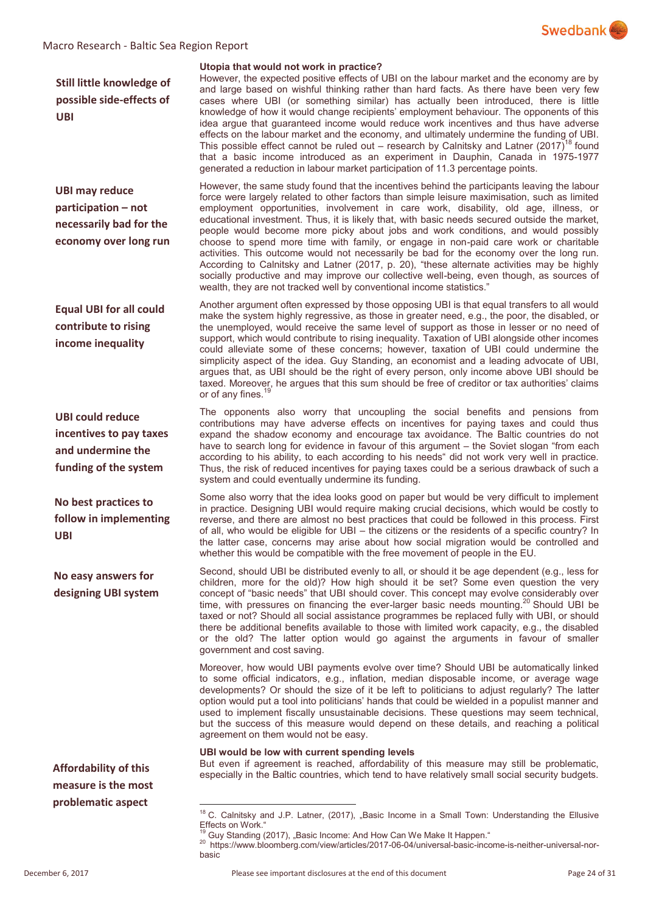### Utopia that would not work in practice?

**Still little knowledge of possible side-effects of UBI**

However, the expected positive effects of UBI on the labour market and the economy are by and large based on wishful thinking rather than hard facts. As there have been very few cases where UBI (or something similar) has actually been introduced, there is little knowledge of how it would change recipients' employment behaviour. The opponents of this idea argue that guaranteed income would reduce work incentives and thus have adverse effects on the labour market and the economy, and ultimately undermine the funding of UBI. This possible effect cannot be ruled out – research by Calnitsky and Latner (2017)[18] found that a basic income introduced as an experiment in Dauphin, Canada in 1975-1977 generated a reduction in labour market participation of 11.3 percentage points.

**UBI may reduce participation – not necessarily bad for the economy over long run**

However, the same study found that the incentives behind the participants leaving the labour force were largely related to other factors than simple leisure maximisation, such as limited employment opportunities, involvement in care work, disability, old age, illness, or educational investment. Thus, it is likely that, with basic needs secured outside the market, people would become more picky about jobs and work conditions, and would possibly choose to spend more time with family, or engage in non-paid care work or charitable activities. This outcome would not necessarily be bad for the economy over the long run. According to Calnitsky and Latner (2017, p. 20), "these alternate activities may be highly socially productive and may improve our collective well-being, even though, as sources of wealth, they are not tracked well by conventional income statistics."

**Equal UBI for all could contribute to rising income inequality**

Another argument often expressed by those opposing UBI is that equal transfers to all would make the system highly regressive, as those in greater need, e.g., the poor, the disabled, or the unemployed, would receive the same level of support as those in lesser or no need of support, which would contribute to rising inequality. Taxation of UBI alongside other incomes could alleviate some of these concerns; however, taxation of UBI could undermine the simplicity aspect of the idea. Guy Standing, an economist and a leading advocate of UBI, argues that, as UBI should be the right of every person, only income above UBI should be taxed. Moreover, he argues that this sum should be free of creditor or tax authorities' claims or of any fines.[19]

**UBI could reduce incentives to pay taxes and undermine the funding of the system**

The opponents also worry that uncoupling the social benefits and pensions from contributions may have adverse effects on incentives for paying taxes and could thus expand the shadow economy and encourage tax avoidance. The Baltic countries do not have to search long for evidence in favour of this argument – the Soviet slogan "from each according to his ability, to each according to his needs" did not work very well in practice. Thus, the risk of reduced incentives for paying taxes could be a serious drawback of such a system and could eventually undermine its funding.

**No best practices to follow in implementing UBI**

Some also worry that the idea looks good on paper but would be very difficult to implement in practice. Designing UBI would require making crucial decisions, which would be costly to reverse, and there are almost no best practices that could be followed in this process. First of all, who would be eligible for UBI – the citizens or the residents of a specific country? In the latter case, concerns may arise about how social migration would be controlled and whether this would be compatible with the free movement of people in the EU.

**No easy answers for designing UBI system**

Second, should UBI be distributed evenly to all, or should it be age dependent (e.g., less for children, more for the old)? How high should it be set? Some even question the very concept of "basic needs" that UBI should cover. This concept may evolve considerably over time, with pressures on financing the ever-larger basic needs mounting.[20] Should UBI be taxed or not? Should all social assistance programmes be replaced fully with UBI, or should there be additional benefits available to those with limited work capacity, e.g., the disabled or the old? The latter option would go against the arguments in favour of smaller government and cost saving.

Moreover, how would UBI payments evolve over time? Should UBI be automatically linked to some official indicators, e.g., inflation, median disposable income, or average wage developments? Or should the size of it be left to politicians to adjust regularly? The latter option would put a tool into politicians' hands that could be wielded in a populist manner and used to implement fiscally unsustainable decisions. These questions may seem technical, but the success of this measure would depend on these details, and reaching a political agreement on them would not be easy.

### UBI would be low with current spending levels

**Affordability of this measure is the most problematic aspect**

But even if agreement is reached, affordability of this measure may still be problematic, especially in the Baltic countries, which tend to have relatively small social security budgets.

---

[18] C. Calnitsky and J.P. Latner, (2017), „Basic Income in a Small Town: Understanding the Elusive Effects on Work."

[19] Guy Standing (2017), „Basic Income: And How Can We Make It Happen."

[20] https://www.bloomberg.com/view/articles/2017-06-04/universal-basic-income-is-neither-universal-nor-basic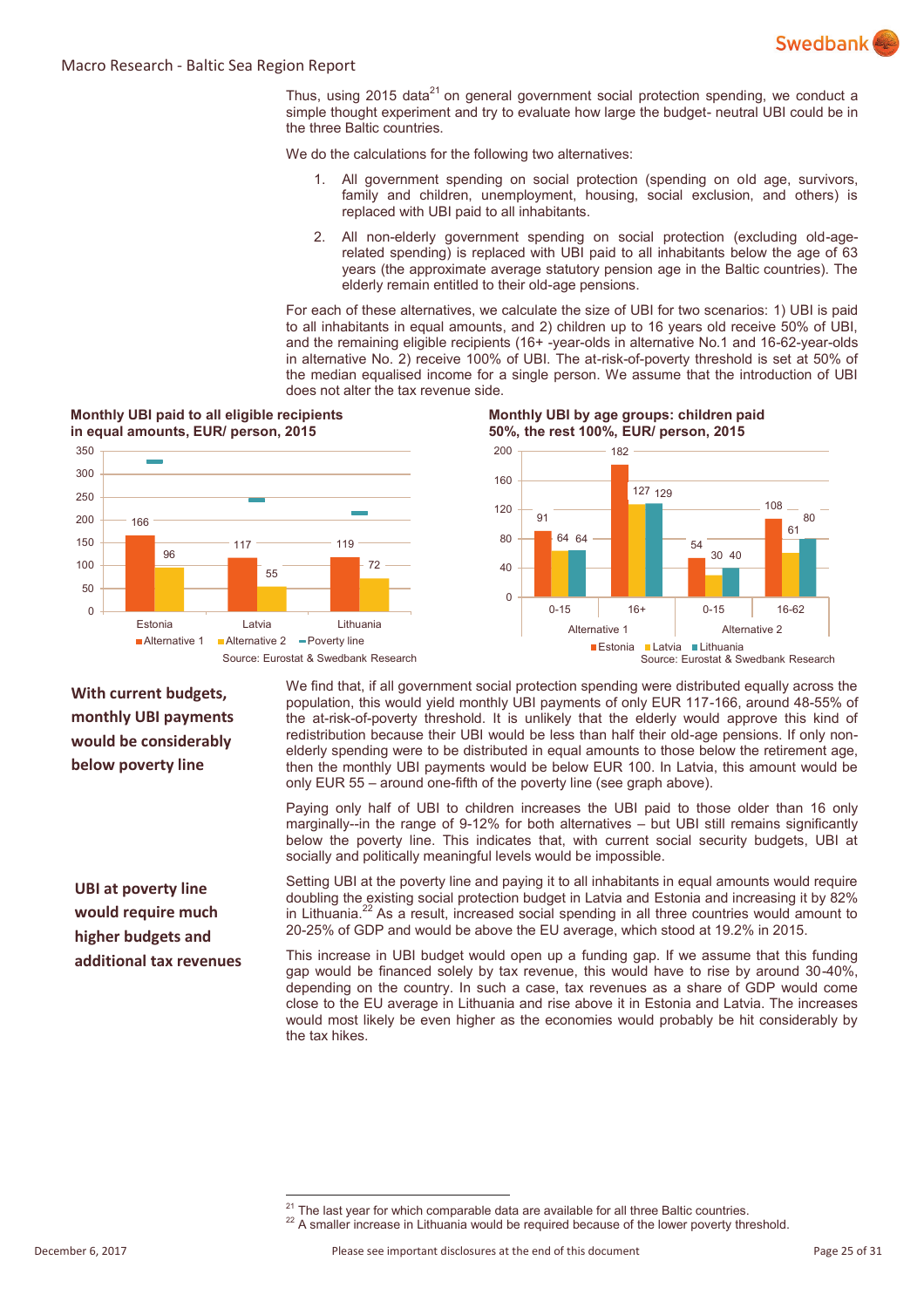Thus, using 2015 data[21] on general government social protection spending, we conduct a simple thought experiment and try to evaluate how large the budget- neutral UBI could be in the three Baltic countries.

We do the calculations for the following two alternatives:

1. All government spending on social protection (spending on old age, survivors, family and children, unemployment, housing, social exclusion, and others) is replaced with UBI paid to all inhabitants.
2. All non-elderly government spending on social protection (excluding old-age-related spending) is replaced with UBI paid to all inhabitants below the age of 63 years (the approximate average statutory pension age in the Baltic countries). The elderly remain entitled to their old-age pensions.

For each of these alternatives, we calculate the size of UBI for two scenarios: 1) UBI is paid to all inhabitants in equal amounts, and 2) children up to 16 years old receive 50% of UBI, and the remaining eligible recipients (16+ -year-olds in alternative No.1 and 16-62-year-olds in alternative No. 2) receive 100% of UBI. The at-risk-of-poverty threshold is set at 50% of the median equalised income for a single person. We assume that the introduction of UBI does not alter the tax revenue side.

**Monthly UBI paid to all eligible recipients in equal amounts, EUR/ person, 2015**

| | Alternative 1 | Alternative 2 | Poverty line |
|---|---|---|---|
| Estonia | 166 | 96 | |
| Latvia | 117 | 55 | |
| Lithuania | 119 | 72 | |

Source: Eurostat & Swedbank Research

**Monthly UBI by age groups: children paid 50%, the rest 100%, EUR/ person, 2015**

| | | Estonia | Latvia | Lithuania |
|---|---|---|---|---|
| Alternative 1 | 0-15 | 91 | 64 | 64 |
| | 16+ | 182 | 127 | 129 |
| Alternative 2 | 0-15 | 54 | 30 | 40 |
| | 16-62 | 108 | 61 | 80 |

Source: Eurostat & Swedbank Research

**With current budgets, monthly UBI payments would be considerably below poverty line**

We find that, if all government social protection spending were distributed equally across the population, this would yield monthly UBI payments of only EUR 117-166, around 48-55% of the at-risk-of-poverty threshold. It is unlikely that the elderly would approve this kind of redistribution because their UBI would be less than half their old-age pensions. If only non-elderly spending were to be distributed in equal amounts to those below the retirement age, then the monthly UBI payments would be below EUR 100. In Latvia, this amount would be only EUR 55 – around one-fifth of the poverty line (see graph above).

Paying only half of UBI to children increases the UBI paid to those older than 16 only marginally--in the range of 9-12% for both alternatives – but UBI still remains significantly below the poverty line. This indicates that, with current social security budgets, UBI at socially and politically meaningful levels would be impossible.

**UBI at poverty line would require much higher budgets and additional tax revenues**

Setting UBI at the poverty line and paying it to all inhabitants in equal amounts would require doubling the existing social protection budget in Latvia and Estonia and increasing it by 82% in Lithuania.[22] As a result, increased social spending in all three countries would amount to 20-25% of GDP and would be above the EU average, which stood at 19.2% in 2015.

This increase in UBI budget would open up a funding gap. If we assume that this funding gap would be financed solely by tax revenue, this would have to rise by around 30-40%, depending on the country. In such a case, tax revenues as a share of GDP would come close to the EU average in Lithuania and rise above it in Estonia and Latvia. The increases would most likely be even higher as the economies would probably be hit considerably by the tax hikes.

[21] The last year for which comparable data are available for all three Baltic countries.
[22] A smaller increase in Lithuania would be required because of the lower poverty threshold.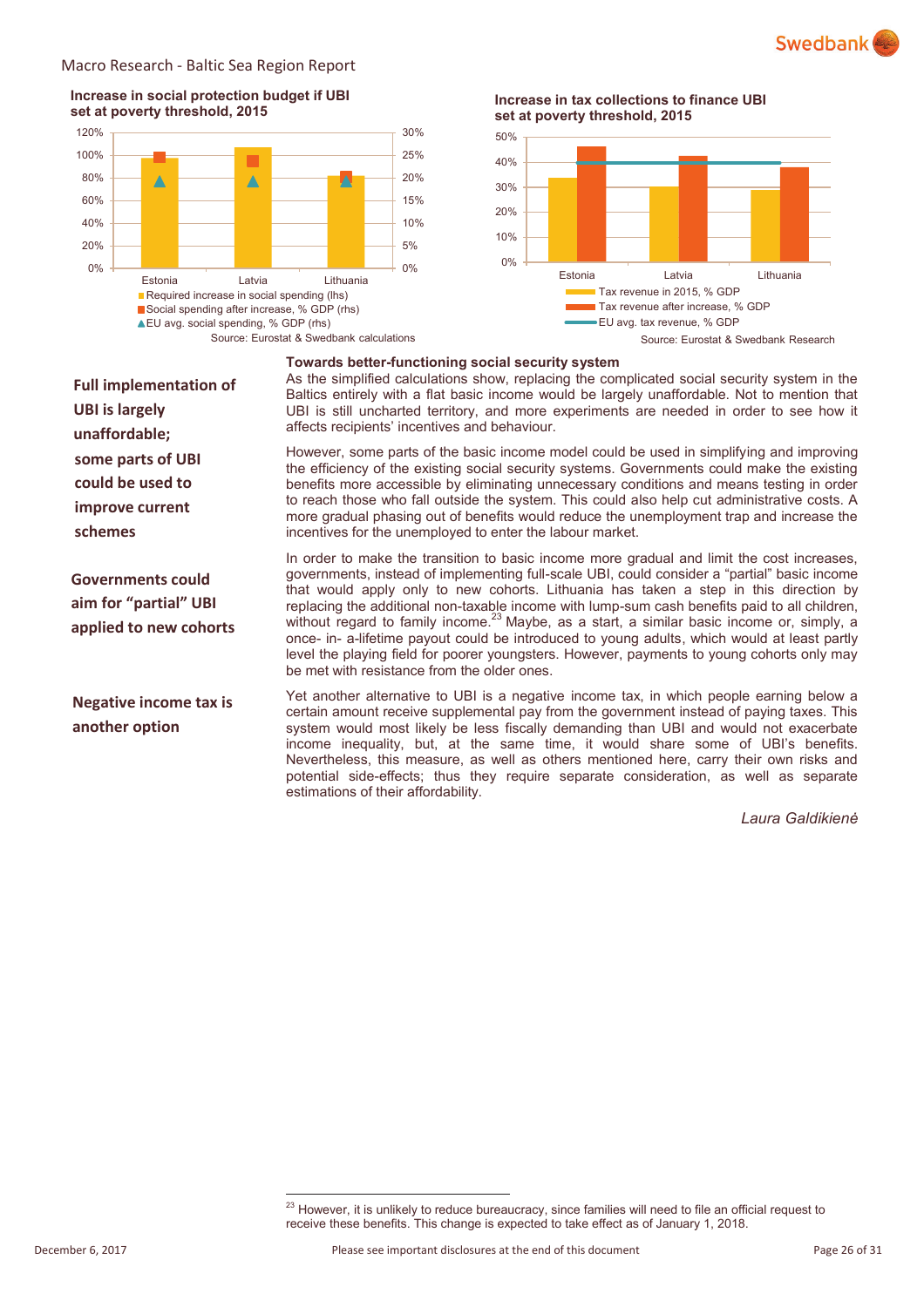**Increase in social protection budget if UBI set at poverty threshold, 2015**

120%
100%
80%
60%
40%
20%
0%

30%
25%
20%
15%
10%
5%
0%

Estonia
Latvia
Lithuania

Required increase in social spending (lhs)
Social spending after increase, % GDP (rhs)
EU avg. social spending, % GDP (rhs)

Source: Eurostat & Swedbank calculations

**Increase in tax collections to finance UBI set at poverty threshold, 2015**

50%
40%
30%
20%
10%
0%

Estonia
Latvia
Lithuania

Tax revenue in 2015, % GDP
Tax revenue after increase, % GDP
EU avg. tax revenue, % GDP

Source: Eurostat & Swedbank Research

**Towards better-functioning social security system**

**Full implementation of UBI is largely unaffordable; some parts of UBI could be used to improve current schemes**

As the simplified calculations show, replacing the complicated social security system in the Baltics entirely with a flat basic income would be largely unaffordable. Not to mention that UBI is still uncharted territory, and more experiments are needed in order to see how it affects recipients' incentives and behaviour.

However, some parts of the basic income model could be used in simplifying and improving the efficiency of the existing social security systems. Governments could make the existing benefits more accessible by eliminating unnecessary conditions and means testing in order to reach those who fall outside the system. This could also help cut administrative costs. A more gradual phasing out of benefits would reduce the unemployment trap and increase the incentives for the unemployed to enter the labour market.

**Governments could aim for "partial" UBI applied to new cohorts**

In order to make the transition to basic income more gradual and limit the cost increases, governments, instead of implementing full-scale UBI, could consider a "partial" basic income that would apply only to new cohorts. Lithuania has taken a step in this direction by replacing the additional non-taxable income with lump-sum cash benefits paid to all children, without regard to family income.[23] Maybe, as a start, a similar basic income or, simply, a once- in- a-lifetime payout could be introduced to young adults, which would at least partly level the playing field for poorer youngsters. However, payments to young cohorts only may be met with resistance from the older ones.

**Negative income tax is another option**

Yet another alternative to UBI is a negative income tax, in which people earning below a certain amount receive supplemental pay from the government instead of paying taxes. This system would most likely be less fiscally demanding than UBI and would not exacerbate income inequality, but, at the same time, it would share some of UBI's benefits. Nevertheless, this measure, as well as others mentioned here, carry their own risks and potential side-effects; thus they require separate consideration, as well as separate estimations of their affordability.

*Laura Galdikienė*

---

[23] However, it is unlikely to reduce bureaucracy, since families will need to file an official request to receive these benefits. This change is expected to take effect as of January 1, 2018.